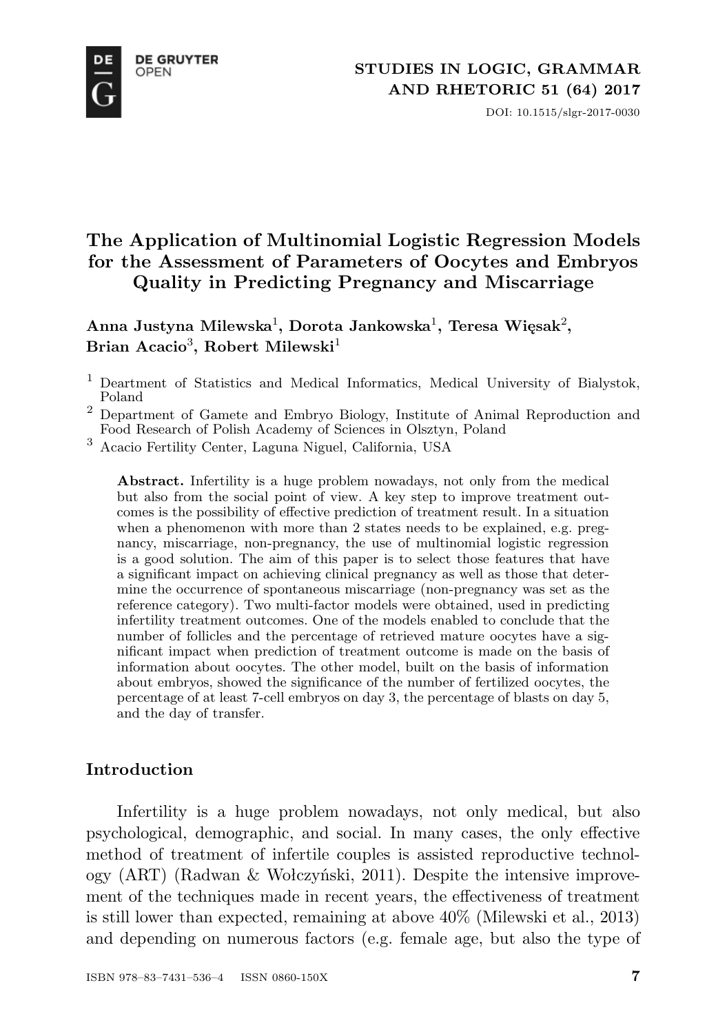# The Application of Multinomial Logistic Regression Models for the Assessment of Parameters of Oocytes and Embryos Quality in Predicting Pregnancy and Miscarriage

**Anna Justyna Milewska[1], Dorota Jankowska[1], Teresa Więsak[2], Brian Acacio[3], Robert Milewski[1]**

[1] Deartment of Statistics and Medical Informatics, Medical University of Bialystok, Poland

[2] Department of Gamete and Embryo Biology, Institute of Animal Reproduction and Food Research of Polish Academy of Sciences in Olsztyn, Poland

[3] Acacio Fertility Center, Laguna Niguel, California, USA

**Abstract.** Infertility is a huge problem nowadays, not only from the medical but also from the social point of view. A key step to improve treatment outcomes is the possibility of effective prediction of treatment result. In a situation when a phenomenon with more than 2 states needs to be explained, e.g. pregnancy, miscarriage, non-pregnancy, the use of multinomial logistic regression is a good solution. The aim of this paper is to select those features that have a significant impact on achieving clinical pregnancy as well as those that determine the occurrence of spontaneous miscarriage (non-pregnancy was set as the reference category). Two multi-factor models were obtained, used in predicting infertility treatment outcomes. One of the models enabled to conclude that the number of follicles and the percentage of retrieved mature oocytes have a significant impact when prediction of treatment outcome is made on the basis of information about oocytes. The other model, built on the basis of information about embryos, showed the significance of the number of fertilized oocytes, the percentage of at least 7-cell embryos on day 3, the percentage of blasts on day 5, and the day of transfer.

## Introduction

Infertility is a huge problem nowadays, not only medical, but also psychological, demographic, and social. In many cases, the only effective method of treatment of infertile couples is assisted reproductive technology (ART) (Radwan & Wołczyński, 2011). Despite the intensive improvement of the techniques made in recent years, the effectiveness of treatment is still lower than expected, remaining at above 40% (Milewski et al., 2013) and depending on numerous factors (e.g. female age, but also the type of

ISBN 978–83–7431–536–4 ISSN 0860-150X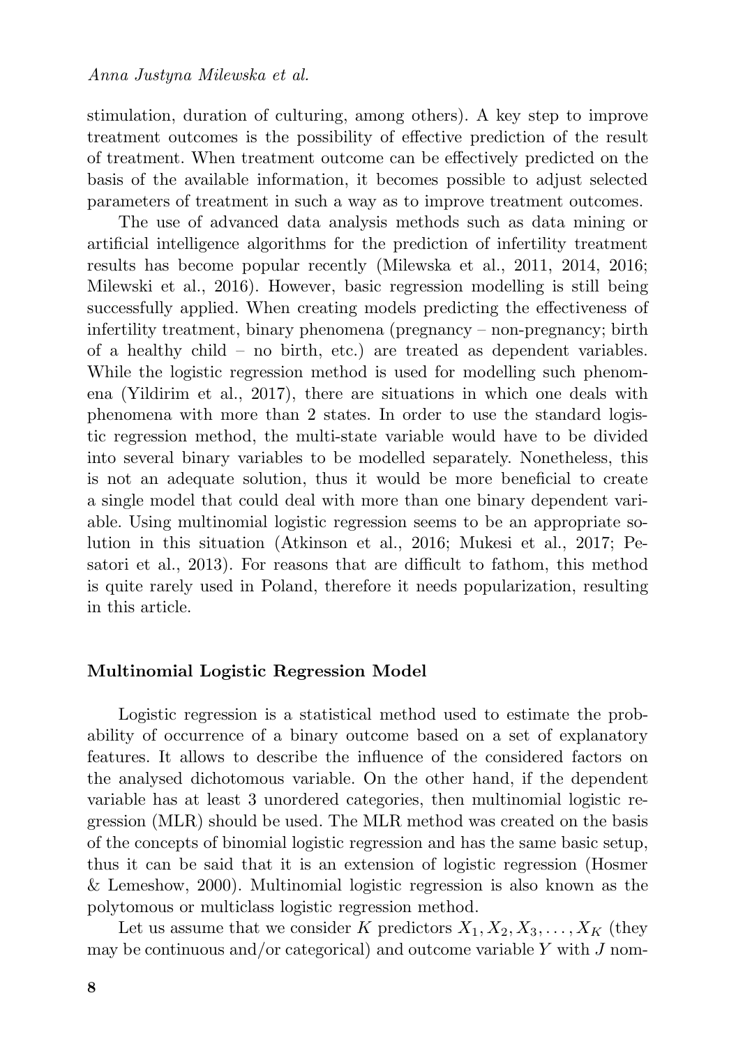stimulation, duration of culturing, among others). A key step to improve treatment outcomes is the possibility of effective prediction of the result of treatment. When treatment outcome can be effectively predicted on the basis of the available information, it becomes possible to adjust selected parameters of treatment in such a way as to improve treatment outcomes.

The use of advanced data analysis methods such as data mining or artificial intelligence algorithms for the prediction of infertility treatment results has become popular recently (Milewska et al., 2011, 2014, 2016; Milewski et al., 2016). However, basic regression modelling is still being successfully applied. When creating models predicting the effectiveness of infertility treatment, binary phenomena (pregnancy – non-pregnancy; birth of a healthy child – no birth, etc.) are treated as dependent variables. While the logistic regression method is used for modelling such phenomena (Yildirim et al., 2017), there are situations in which one deals with phenomena with more than 2 states. In order to use the standard logistic regression method, the multi-state variable would have to be divided into several binary variables to be modelled separately. Nonetheless, this is not an adequate solution, thus it would be more beneficial to create a single model that could deal with more than one binary dependent variable. Using multinomial logistic regression seems to be an appropriate solution in this situation (Atkinson et al., 2016; Mukesi et al., 2017; Pesatori et al., 2013). For reasons that are difficult to fathom, this method is quite rarely used in Poland, therefore it needs popularization, resulting in this article.

## Multinomial Logistic Regression Model

Logistic regression is a statistical method used to estimate the probability of occurrence of a binary outcome based on a set of explanatory features. It allows to describe the influence of the considered factors on the analysed dichotomous variable. On the other hand, if the dependent variable has at least 3 unordered categories, then multinomial logistic regression (MLR) should be used. The MLR method was created on the basis of the concepts of binomial logistic regression and has the same basic setup, thus it can be said that it is an extension of logistic regression (Hosmer & Lemeshow, 2000). Multinomial logistic regression is also known as the polytomous or multiclass logistic regression method.

Let us assume that we consider $K$ predictors $X_1, X_2, X_3, \ldots, X_K$ (they may be continuous and/or categorical) and outcome variable $Y$ with $J$ nom-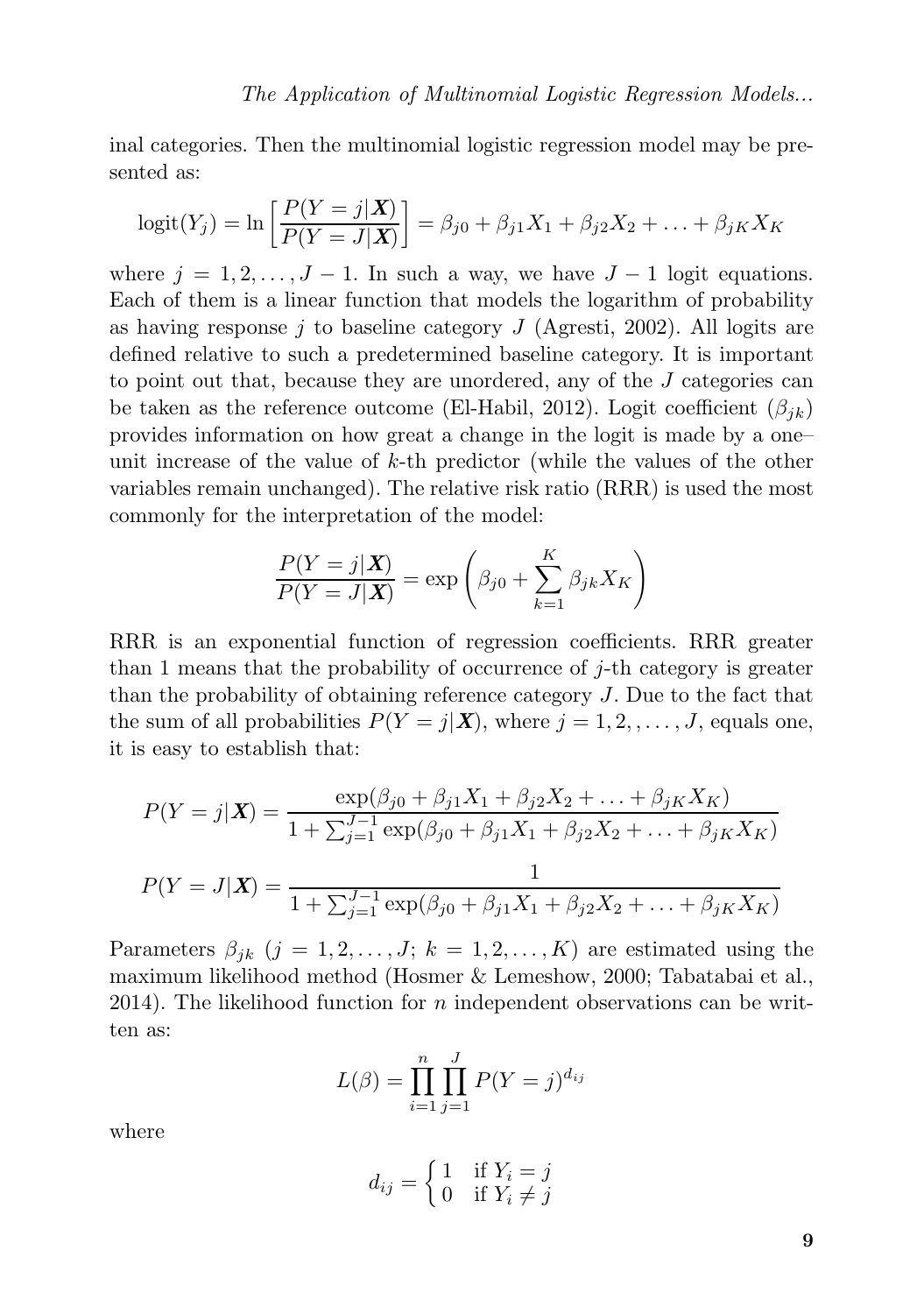inal categories. Then the multinomial logistic regression model may be presented as:

$$\text{logit}(Y_j) = \ln\left[\frac{P(Y = j|\boldsymbol{X})}{P(Y = J|\boldsymbol{X})}\right] = \beta_{j0} + \beta_{j1}X_1 + \beta_{j2}X_2 + \ldots + \beta_{jK}X_K$$

where $j = 1, 2, \ldots, J-1$. In such a way, we have $J-1$ logit equations. Each of them is a linear function that models the logarithm of probability as having response $j$ to baseline category $J$ (Agresti, 2002). All logits are defined relative to such a predetermined baseline category. It is important to point out that, because they are unordered, any of the $J$ categories can be taken as the reference outcome (El-Habil, 2012). Logit coefficient $(\beta_{jk})$ provides information on how great a change in the logit is made by a one–unit increase of the value of $k$-th predictor (while the values of the other variables remain unchanged). The relative risk ratio (RRR) is used the most commonly for the interpretation of the model:

$$\frac{P(Y = j|\boldsymbol{X})}{P(Y = J|\boldsymbol{X})} = \exp\left(\beta_{j0} + \sum_{k=1}^{K}\beta_{jk}X_K\right)$$

RRR is an exponential function of regression coefficients. RRR greater than 1 means that the probability of occurrence of $j$-th category is greater than the probability of obtaining reference category $J$. Due to the fact that the sum of all probabilities $P(Y = j|\boldsymbol{X})$, where $j = 1, 2, , \ldots, J$, equals one, it is easy to establish that:

$$P(Y = j|\boldsymbol{X}) = \frac{\exp(\beta_{j0} + \beta_{j1}X_1 + \beta_{j2}X_2 + \ldots + \beta_{jK}X_K)}{1 + \sum_{j=1}^{J-1}\exp(\beta_{j0} + \beta_{j1}X_1 + \beta_{j2}X_2 + \ldots + \beta_{jK}X_K)}$$

$$P(Y = J|\boldsymbol{X}) = \frac{1}{1 + \sum_{j=1}^{J-1}\exp(\beta_{j0} + \beta_{j1}X_1 + \beta_{j2}X_2 + \ldots + \beta_{jK}X_K)}$$

Parameters $\beta_{jk}$ $(j = 1, 2, \ldots, J;\ k = 1, 2, \ldots, K)$ are estimated using the maximum likelihood method (Hosmer & Lemeshow, 2000; Tabatabai et al., 2014). The likelihood function for $n$ independent observations can be written as:

$$L(\beta) = \prod_{i=1}^{n}\prod_{j=1}^{J}P(Y = j)^{d_{ij}}$$

where

$$d_{ij} = \begin{cases} 1 & \text{if } Y_i = j \\ 0 & \text{if } Y_i \neq j \end{cases}$$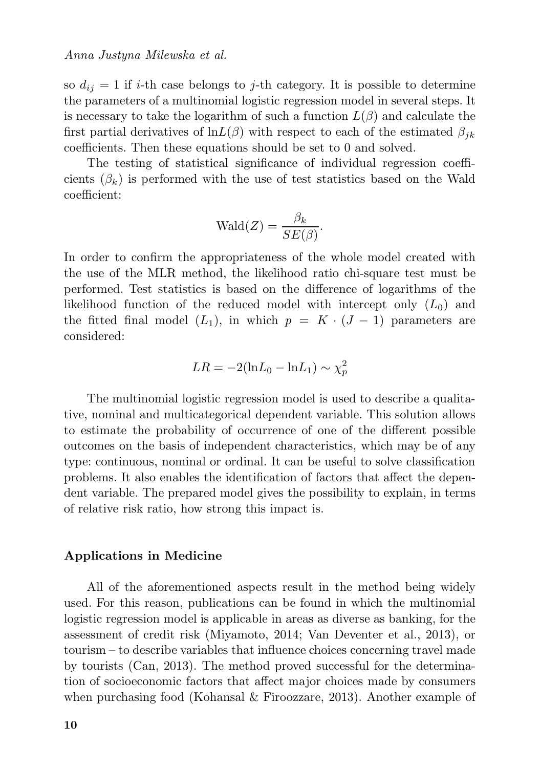so $d_{ij} = 1$ if $i$-th case belongs to $j$-th category. It is possible to determine the parameters of a multinomial logistic regression model in several steps. It is necessary to take the logarithm of such a function $L(\beta)$ and calculate the first partial derivatives of $\ln L(\beta)$ with respect to each of the estimated $\beta_{jk}$ coefficients. Then these equations should be set to 0 and solved.

The testing of statistical significance of individual regression coefficients ($\beta_k$) is performed with the use of test statistics based on the Wald coefficient:

$$\text{Wald}(Z) = \frac{\beta_k}{SE(\beta)}.$$

In order to confirm the appropriateness of the whole model created with the use of the MLR method, the likelihood ratio chi-square test must be performed. Test statistics is based on the difference of logarithms of the likelihood function of the reduced model with intercept only ($L_0$) and the fitted final model ($L_1$), in which $p = K \cdot (J - 1)$ parameters are considered:

$$LR = -2(\ln L_0 - \ln L_1) \sim \chi^2_p$$

The multinomial logistic regression model is used to describe a qualitative, nominal and multicategorical dependent variable. This solution allows to estimate the probability of occurrence of one of the different possible outcomes on the basis of independent characteristics, which may be of any type: continuous, nominal or ordinal. It can be useful to solve classification problems. It also enables the identification of factors that affect the dependent variable. The prepared model gives the possibility to explain, in terms of relative risk ratio, how strong this impact is.

### Applications in Medicine

All of the aforementioned aspects result in the method being widely used. For this reason, publications can be found in which the multinomial logistic regression model is applicable in areas as diverse as banking, for the assessment of credit risk (Miyamoto, 2014; Van Deventer et al., 2013), or tourism – to describe variables that influence choices concerning travel made by tourists (Can, 2013). The method proved successful for the determination of socioeconomic factors that affect major choices made by consumers when purchasing food (Kohansal & Firoozzare, 2013). Another example of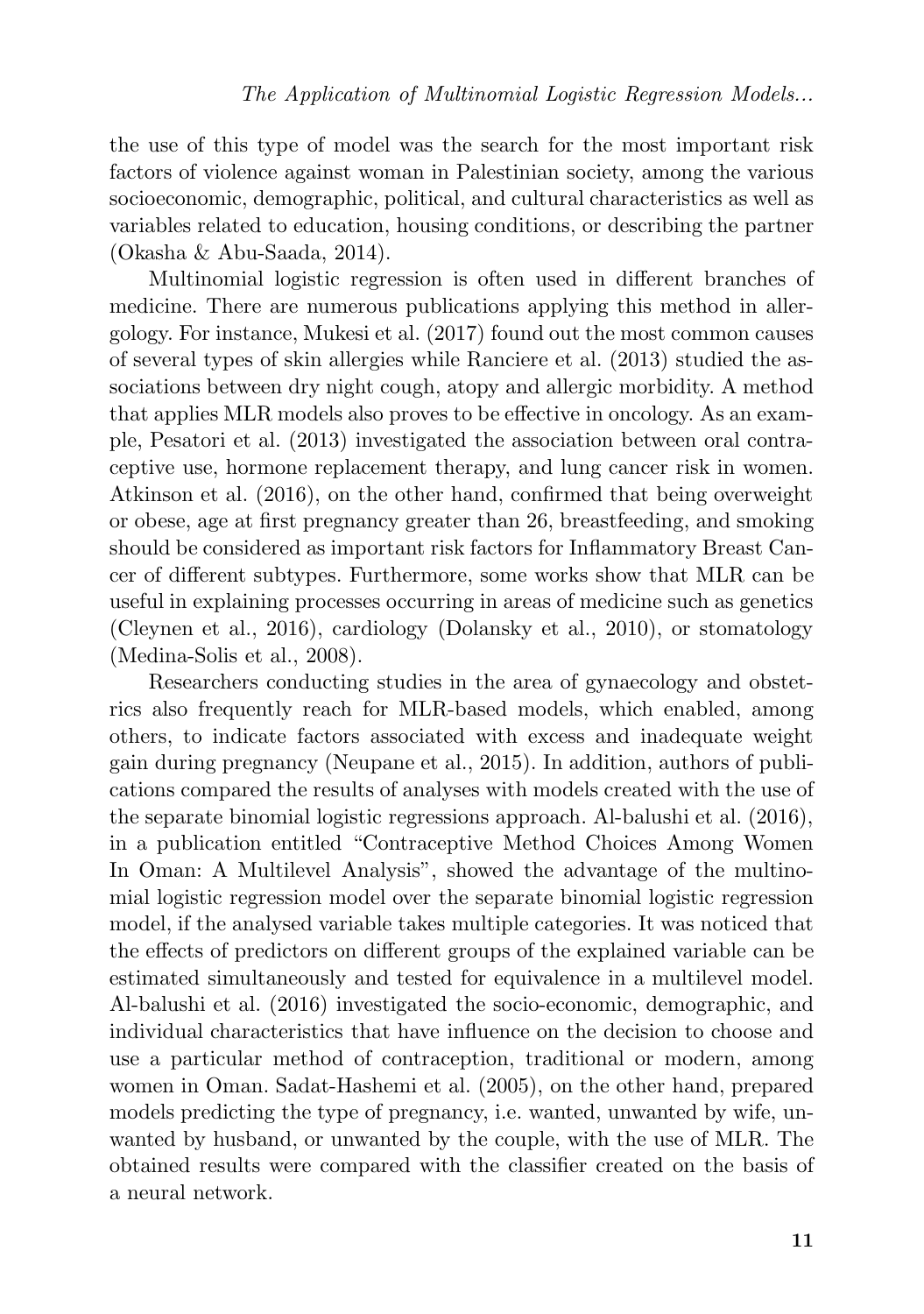the use of this type of model was the search for the most important risk factors of violence against woman in Palestinian society, among the various socioeconomic, demographic, political, and cultural characteristics as well as variables related to education, housing conditions, or describing the partner (Okasha & Abu-Saada, 2014).

Multinomial logistic regression is often used in different branches of medicine. There are numerous publications applying this method in allergology. For instance, Mukesi et al. (2017) found out the most common causes of several types of skin allergies while Ranciere et al. (2013) studied the associations between dry night cough, atopy and allergic morbidity. A method that applies MLR models also proves to be effective in oncology. As an example, Pesatori et al. (2013) investigated the association between oral contraceptive use, hormone replacement therapy, and lung cancer risk in women. Atkinson et al. (2016), on the other hand, confirmed that being overweight or obese, age at first pregnancy greater than 26, breastfeeding, and smoking should be considered as important risk factors for Inflammatory Breast Cancer of different subtypes. Furthermore, some works show that MLR can be useful in explaining processes occurring in areas of medicine such as genetics (Cleynen et al., 2016), cardiology (Dolansky et al., 2010), or stomatology (Medina-Solis et al., 2008).

Researchers conducting studies in the area of gynaecology and obstetrics also frequently reach for MLR-based models, which enabled, among others, to indicate factors associated with excess and inadequate weight gain during pregnancy (Neupane et al., 2015). In addition, authors of publications compared the results of analyses with models created with the use of the separate binomial logistic regressions approach. Al-balushi et al. (2016), in a publication entitled "Contraceptive Method Choices Among Women In Oman: A Multilevel Analysis", showed the advantage of the multinomial logistic regression model over the separate binomial logistic regression model, if the analysed variable takes multiple categories. It was noticed that the effects of predictors on different groups of the explained variable can be estimated simultaneously and tested for equivalence in a multilevel model. Al-balushi et al. (2016) investigated the socio-economic, demographic, and individual characteristics that have influence on the decision to choose and use a particular method of contraception, traditional or modern, among women in Oman. Sadat-Hashemi et al. (2005), on the other hand, prepared models predicting the type of pregnancy, i.e. wanted, unwanted by wife, unwanted by husband, or unwanted by the couple, with the use of MLR. The obtained results were compared with the classifier created on the basis of a neural network.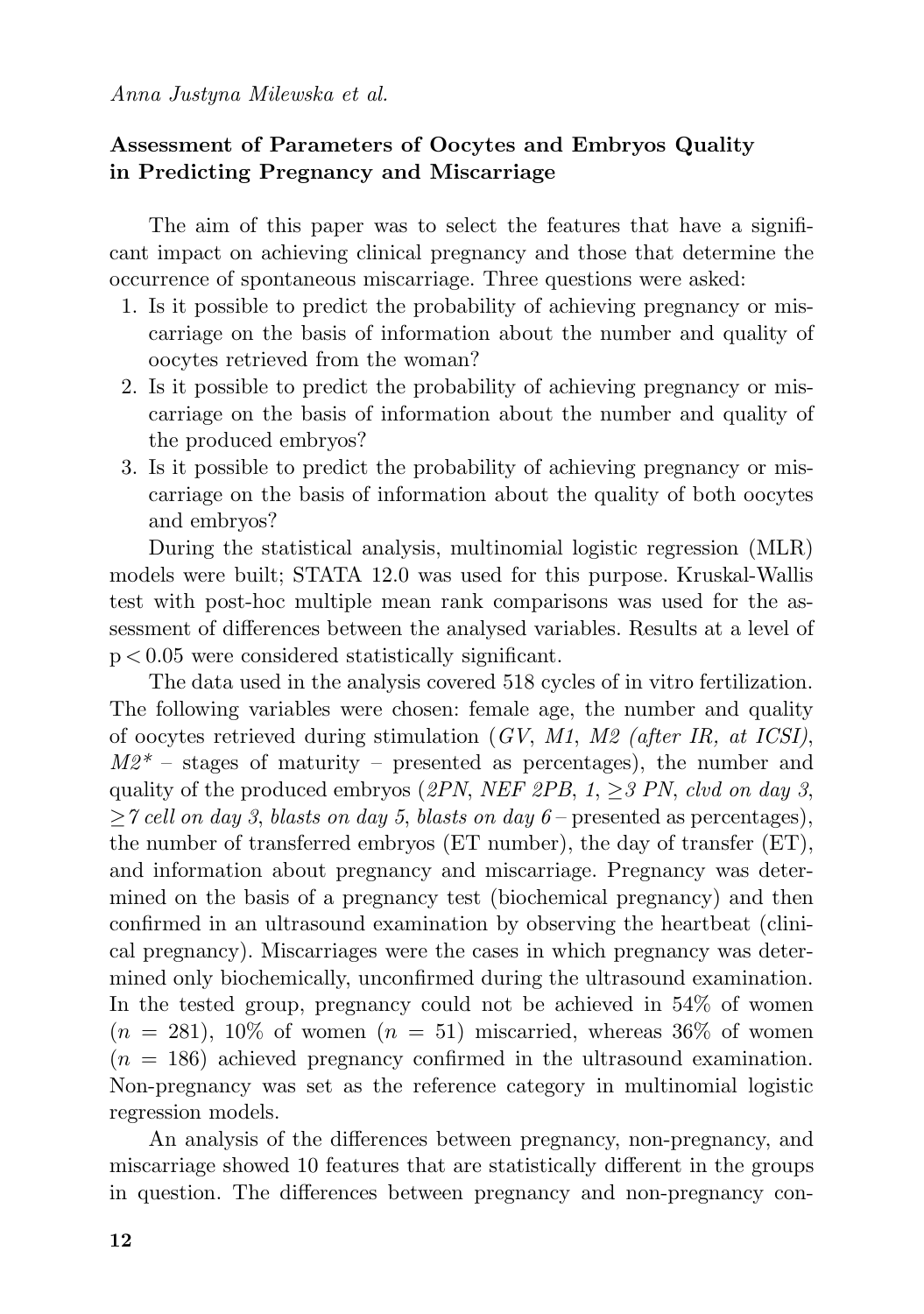*Anna Justyna Milewska et al.*

### Assessment of Parameters of Oocytes and Embryos Quality in Predicting Pregnancy and Miscarriage

The aim of this paper was to select the features that have a significant impact on achieving clinical pregnancy and those that determine the occurrence of spontaneous miscarriage. Three questions were asked:

1. Is it possible to predict the probability of achieving pregnancy or miscarriage on the basis of information about the number and quality of oocytes retrieved from the woman?
2. Is it possible to predict the probability of achieving pregnancy or miscarriage on the basis of information about the number and quality of the produced embryos?
3. Is it possible to predict the probability of achieving pregnancy or miscarriage on the basis of information about the quality of both oocytes and embryos?

During the statistical analysis, multinomial logistic regression (MLR) models were built; STATA 12.0 was used for this purpose. Kruskal-Wallis test with post-hoc multiple mean rank comparisons was used for the assessment of differences between the analysed variables. Results at a level of $p < 0.05$ were considered statistically significant.

The data used in the analysis covered 518 cycles of in vitro fertilization. The following variables were chosen: female age, the number and quality of oocytes retrieved during stimulation (*GV*, *M1*, *M2 (after IR, at ICSI)*, *M2\** – stages of maturity – presented as percentages), the number and quality of the produced embryos (*2PN*, *NEF 2PB*, *1*, *≥3 PN*, *clvd on day 3*, *≥7 cell on day 3*, *blasts on day 5*, *blasts on day 6* – presented as percentages), the number of transferred embryos (ET number), the day of transfer (ET), and information about pregnancy and miscarriage. Pregnancy was determined on the basis of a pregnancy test (biochemical pregnancy) and then confirmed in an ultrasound examination by observing the heartbeat (clinical pregnancy). Miscarriages were the cases in which pregnancy was determined only biochemically, unconfirmed during the ultrasound examination. In the tested group, pregnancy could not be achieved in 54% of women ($n$ = 281), 10% of women ($n$ = 51) miscarried, whereas 36% of women ($n$ = 186) achieved pregnancy confirmed in the ultrasound examination. Non-pregnancy was set as the reference category in multinomial logistic regression models.

An analysis of the differences between pregnancy, non-pregnancy, and miscarriage showed 10 features that are statistically different in the groups in question. The differences between pregnancy and non-pregnancy con-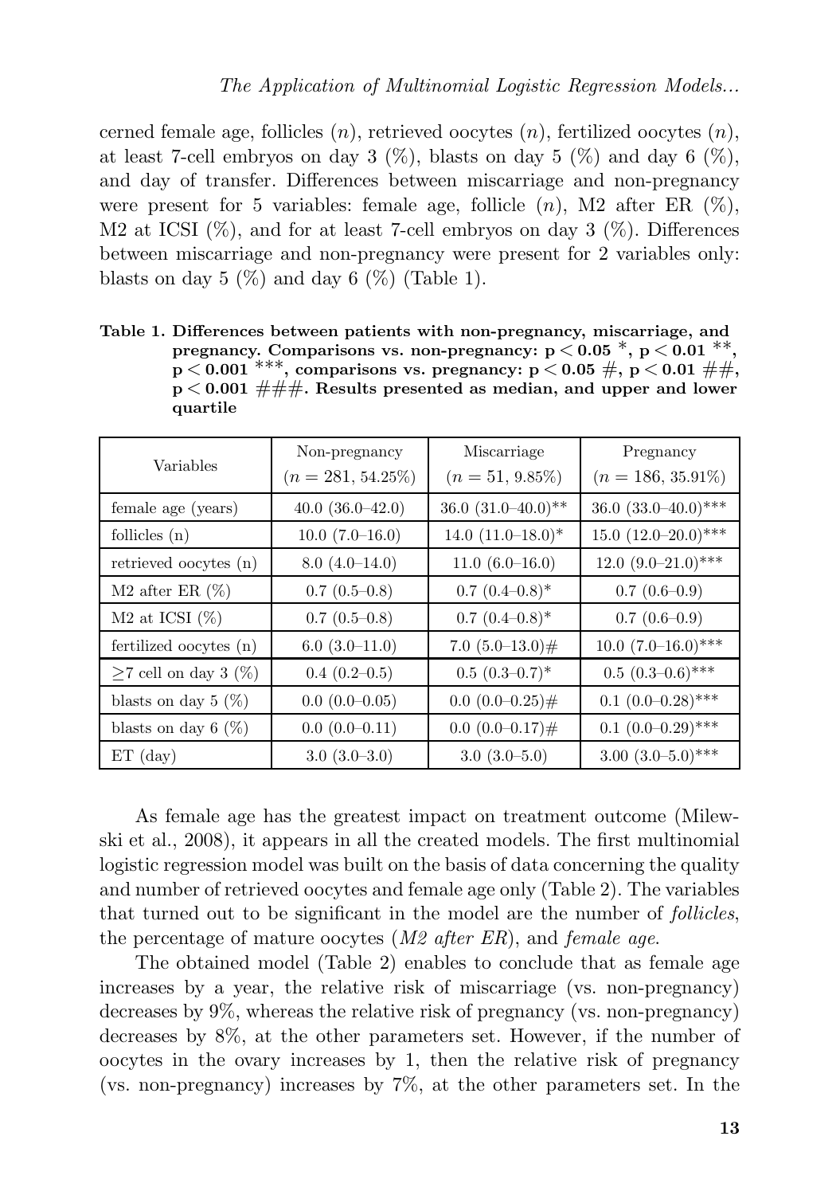cerned female age, follicles ($n$), retrieved oocytes ($n$), fertilized oocytes ($n$), at least 7-cell embryos on day 3 (%), blasts on day 5 (%) and day 6 (%), and day of transfer. Differences between miscarriage and non-pregnancy were present for 5 variables: female age, follicle ($n$), M2 after ER (%), M2 at ICSI (%), and for at least 7-cell embryos on day 3 (%). Differences between miscarriage and non-pregnancy were present for 2 variables only: blasts on day 5 (%) and day 6 (%) (Table 1).

**Table 1. Differences between patients with non-pregnancy, miscarriage, and pregnancy. Comparisons vs. non-pregnancy: $p < 0.05$ \*, $p < 0.01$ \*\*, $p < 0.001$ \*\*\*, comparisons vs. pregnancy: $p < 0.05$ #, $p < 0.01$ ##, $p < 0.001$ ###. Results presented as median, and upper and lower quartile**

| Variables | Non-pregnancy ($n = 281$, 54.25%) | Miscarriage ($n = 51$, 9.85%) | Pregnancy ($n = 186$, 35.91%) |
|---|---|---|---|
| female age (years) | 40.0 (36.0–42.0) | 36.0 (31.0–40.0)** | 36.0 (33.0–40.0)*** |
| follicles (n) | 10.0 (7.0–16.0) | 14.0 (11.0–18.0)* | 15.0 (12.0–20.0)*** |
| retrieved oocytes (n) | 8.0 (4.0–14.0) | 11.0 (6.0–16.0) | 12.0 (9.0–21.0)*** |
| M2 after ER (%) | 0.7 (0.5–0.8) | 0.7 (0.4–0.8)* | 0.7 (0.6–0.9) |
| M2 at ICSI (%) | 0.7 (0.5–0.8) | 0.7 (0.4–0.8)* | 0.7 (0.6–0.9) |
| fertilized oocytes (n) | 6.0 (3.0–11.0) | 7.0 (5.0–13.0)# | 10.0 (7.0–16.0)*** |
| $\geq$7 cell on day 3 (%) | 0.4 (0.2–0.5) | 0.5 (0.3–0.7)* | 0.5 (0.3–0.6)*** |
| blasts on day 5 (%) | 0.0 (0.0–0.05) | 0.0 (0.0–0.25)# | 0.1 (0.0–0.28)*** |
| blasts on day 6 (%) | 0.0 (0.0–0.11) | 0.0 (0.0–0.17)# | 0.1 (0.0–0.29)*** |
| ET (day) | 3.0 (3.0–3.0) | 3.0 (3.0–5.0) | 3.00 (3.0–5.0)*** |

As female age has the greatest impact on treatment outcome (Milewski et al., 2008), it appears in all the created models. The first multinomial logistic regression model was built on the basis of data concerning the quality and number of retrieved oocytes and female age only (Table 2). The variables that turned out to be significant in the model are the number of *follicles*, the percentage of mature oocytes (*M2 after ER*), and *female age*.

The obtained model (Table 2) enables to conclude that as female age increases by a year, the relative risk of miscarriage (vs. non-pregnancy) decreases by 9%, whereas the relative risk of pregnancy (vs. non-pregnancy) decreases by 8%, at the other parameters set. However, if the number of oocytes in the ovary increases by 1, then the relative risk of pregnancy (vs. non-pregnancy) increases by 7%, at the other parameters set. In the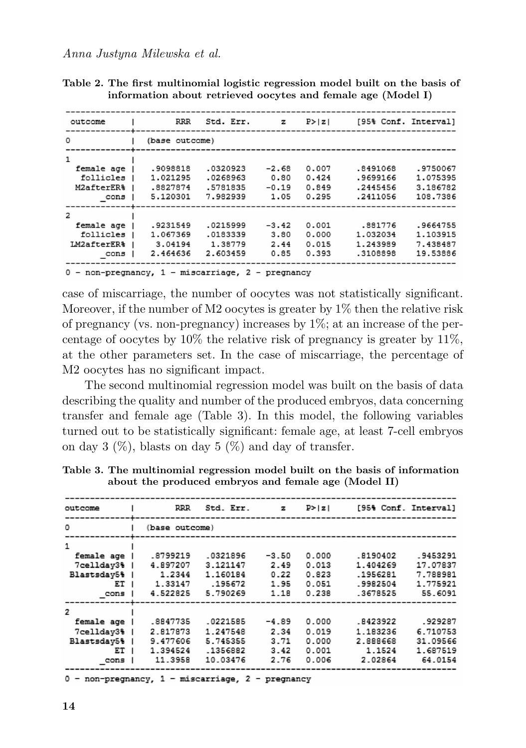**Table 2. The first multinomial logistic regression model built on the basis of information about retrieved oocytes and female age (Model I)**

| outcome | RRR | Std. Err. | z | P>\|z\| | [95% Conf. Interval] | |
|---|---|---|---|---|---|---|
| 0 | (base outcome) | | | | | |
| 1 | | | | | | |
| female age | .9098818 | .0320923 | −2.68 | 0.007 | .8491068 | .9750067 |
| follicles | 1.021295 | .0268963 | 0.80 | 0.424 | .9699166 | 1.075395 |
| M2afterER% | .8827874 | .5781835 | −0.19 | 0.849 | .2445456 | 3.186782 |
| _cons | 5.120301 | 7.982939 | 1.05 | 0.295 | .2411056 | 108.7386 |
| 2 | | | | | | |
| female age | .9231549 | .0215999 | −3.42 | 0.001 | .881776 | .9664755 |
| follicles | 1.067369 | .0183339 | 3.80 | 0.000 | 1.032034 | 1.103915 |
| LM2afterER% | 3.04194 | 1.38779 | 2.44 | 0.015 | 1.243989 | 7.438487 |
| _cons | 2.464636 | 2.603459 | 0.85 | 0.393 | .3108898 | 19.53886 |

0 – non-pregnancy, 1 – miscarriage, 2 – pregnancy

case of miscarriage, the number of oocytes was not statistically significant. Moreover, if the number of M2 oocytes is greater by 1% then the relative risk of pregnancy (vs. non-pregnancy) increases by 1%; at an increase of the percentage of oocytes by 10% the relative risk of pregnancy is greater by 11%, at the other parameters set. In the case of miscarriage, the percentage of M2 oocytes has no significant impact.

The second multinomial regression model was built on the basis of data describing the quality and number of the produced embryos, data concerning transfer and female age (Table 3). In this model, the following variables turned out to be statistically significant: female age, at least 7-cell embryos on day 3 (%), blasts on day 5 (%) and day of transfer.

**Table 3. The multinomial regression model built on the basis of information about the produced embryos and female age (Model II)**

| outcome | RRR | Std. Err. | z | P>\|z\| | [95% Conf. Interval] | |
|---|---|---|---|---|---|---|
| 0 | (base outcome) | | | | | |
| 1 | | | | | | |
| female age | .8799219 | .0321896 | −3.50 | 0.000 | .8190402 | .9453291 |
| 7cellday3% | 4.897207 | 3.121147 | 2.49 | 0.013 | 1.404269 | 17.07837 |
| Blastsday5% | 1.2344 | 1.160184 | 0.22 | 0.823 | .1956281 | 7.788981 |
| ET | 1.33147 | .195672 | 1.95 | 0.051 | .9982504 | 1.775921 |
| _cons | 4.522825 | 5.790269 | 1.18 | 0.238 | .3678525 | 55.6091 |
| 2 | | | | | | |
| female age | .8847735 | .0221585 | −4.89 | 0.000 | .8423922 | .929287 |
| 7cellday3% | 2.817873 | 1.247548 | 2.34 | 0.019 | 1.183236 | 6.710753 |
| Blastsday5% | 9.477606 | 5.745355 | 3.71 | 0.000 | 2.888668 | 31.09566 |
| ET | 1.394524 | .1356882 | 3.42 | 0.001 | 1.1524 | 1.687519 |
| _cons | 11.3958 | 10.03476 | 2.76 | 0.006 | 2.02864 | 64.0154 |

0 – non-pregnancy, 1 – miscarriage, 2 – pregnancy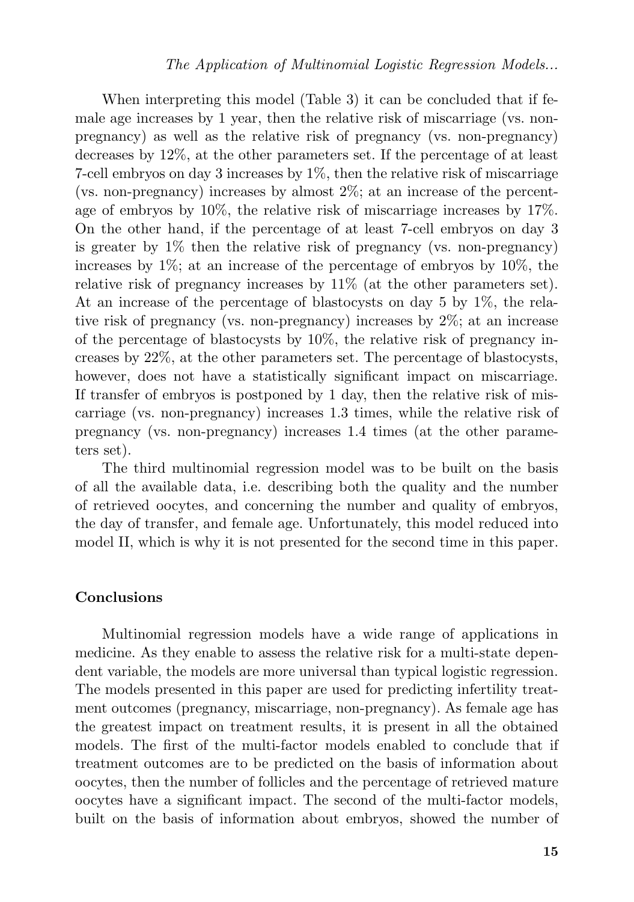When interpreting this model (Table 3) it can be concluded that if female age increases by 1 year, then the relative risk of miscarriage (vs. non-pregnancy) as well as the relative risk of pregnancy (vs. non-pregnancy) decreases by 12%, at the other parameters set. If the percentage of at least 7-cell embryos on day 3 increases by 1%, then the relative risk of miscarriage (vs. non-pregnancy) increases by almost 2%; at an increase of the percentage of embryos by 10%, the relative risk of miscarriage increases by 17%. On the other hand, if the percentage of at least 7-cell embryos on day 3 is greater by 1% then the relative risk of pregnancy (vs. non-pregnancy) increases by 1%; at an increase of the percentage of embryos by 10%, the relative risk of pregnancy increases by 11% (at the other parameters set). At an increase of the percentage of blastocysts on day 5 by 1%, the relative risk of pregnancy (vs. non-pregnancy) increases by 2%; at an increase of the percentage of blastocysts by 10%, the relative risk of pregnancy increases by 22%, at the other parameters set. The percentage of blastocysts, however, does not have a statistically significant impact on miscarriage. If transfer of embryos is postponed by 1 day, then the relative risk of miscarriage (vs. non-pregnancy) increases 1.3 times, while the relative risk of pregnancy (vs. non-pregnancy) increases 1.4 times (at the other parameters set).

The third multinomial regression model was to be built on the basis of all the available data, i.e. describing both the quality and the number of retrieved oocytes, and concerning the number and quality of embryos, the day of transfer, and female age. Unfortunately, this model reduced into model II, which is why it is not presented for the second time in this paper.

## Conclusions

Multinomial regression models have a wide range of applications in medicine. As they enable to assess the relative risk for a multi-state dependent variable, the models are more universal than typical logistic regression. The models presented in this paper are used for predicting infertility treatment outcomes (pregnancy, miscarriage, non-pregnancy). As female age has the greatest impact on treatment results, it is present in all the obtained models. The first of the multi-factor models enabled to conclude that if treatment outcomes are to be predicted on the basis of information about oocytes, then the number of follicles and the percentage of retrieved mature oocytes have a significant impact. The second of the multi-factor models, built on the basis of information about embryos, showed the number of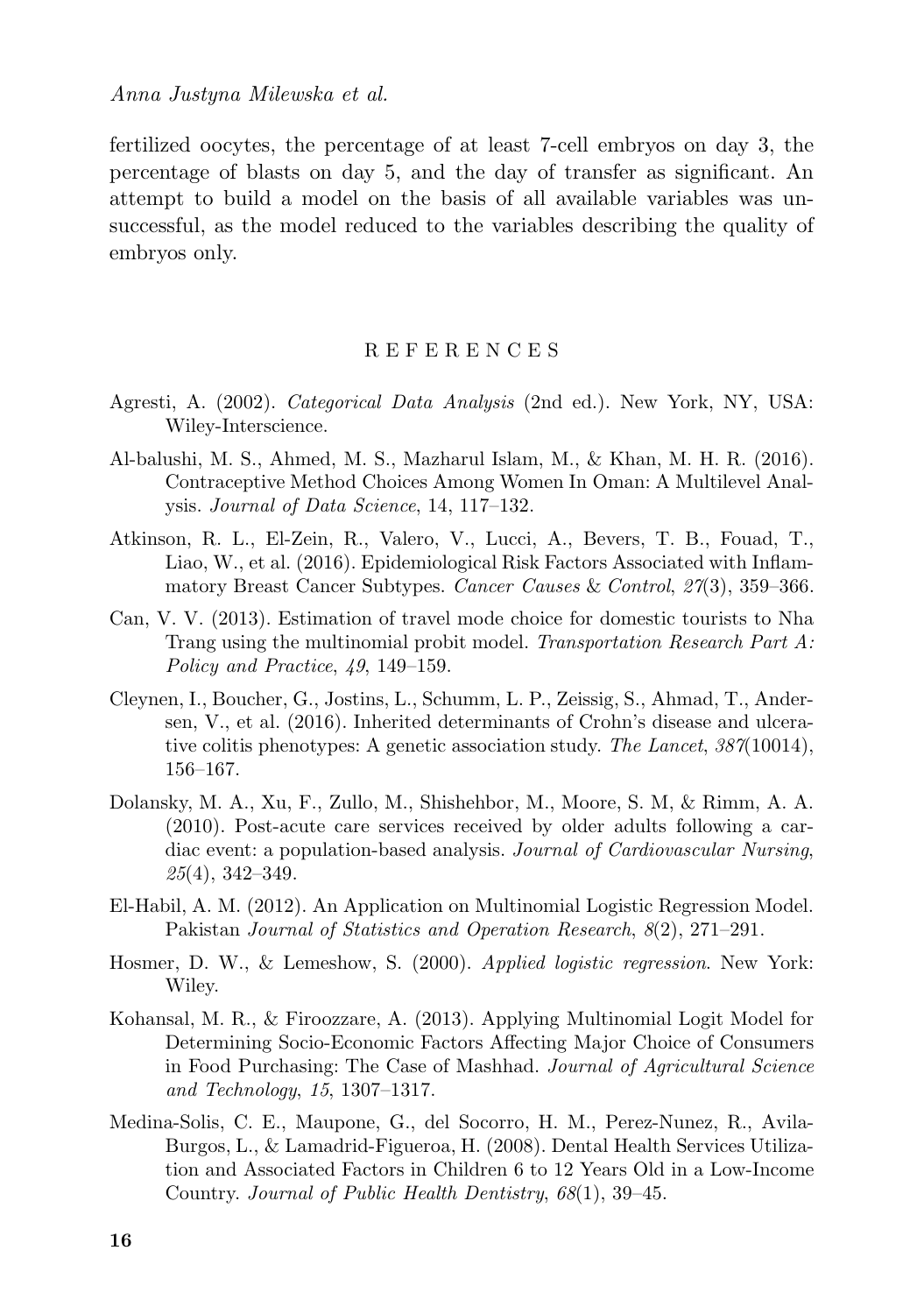fertilized oocytes, the percentage of at least 7-cell embryos on day 3, the percentage of blasts on day 5, and the day of transfer as significant. An attempt to build a model on the basis of all available variables was unsuccessful, as the model reduced to the variables describing the quality of embryos only.

## REFERENCES

Agresti, A. (2002). *Categorical Data Analysis* (2nd ed.). New York, NY, USA: Wiley-Interscience.

Al-balushi, M. S., Ahmed, M. S., Mazharul Islam, M., & Khan, M. H. R. (2016). Contraceptive Method Choices Among Women In Oman: A Multilevel Analysis. *Journal of Data Science*, 14, 117–132.

Atkinson, R. L., El-Zein, R., Valero, V., Lucci, A., Bevers, T. B., Fouad, T., Liao, W., et al. (2016). Epidemiological Risk Factors Associated with Inflammatory Breast Cancer Subtypes. *Cancer Causes* & *Control*, *27*(3), 359–366.

Can, V. V. (2013). Estimation of travel mode choice for domestic tourists to Nha Trang using the multinomial probit model. *Transportation Research Part A: Policy and Practice*, *49*, 149–159.

Cleynen, I., Boucher, G., Jostins, L., Schumm, L. P., Zeissig, S., Ahmad, T., Andersen, V., et al. (2016). Inherited determinants of Crohn's disease and ulcerative colitis phenotypes: A genetic association study. *The Lancet*, *387*(10014), 156–167.

Dolansky, M. A., Xu, F., Zullo, M., Shishehbor, M., Moore, S. M, & Rimm, A. A. (2010). Post-acute care services received by older adults following a cardiac event: a population-based analysis. *Journal of Cardiovascular Nursing*, *25*(4), 342–349.

El-Habil, A. M. (2012). An Application on Multinomial Logistic Regression Model. Pakistan *Journal of Statistics and Operation Research*, *8*(2), 271–291.

Hosmer, D. W., & Lemeshow, S. (2000). *Applied logistic regression*. New York: Wiley.

Kohansal, M. R., & Firoozzare, A. (2013). Applying Multinomial Logit Model for Determining Socio-Economic Factors Affecting Major Choice of Consumers in Food Purchasing: The Case of Mashhad. *Journal of Agricultural Science and Technology*, *15*, 1307–1317.

Medina-Solis, C. E., Maupone, G., del Socorro, H. M., Perez-Nunez, R., Avila-Burgos, L., & Lamadrid-Figueroa, H. (2008). Dental Health Services Utilization and Associated Factors in Children 6 to 12 Years Old in a Low-Income Country. *Journal of Public Health Dentistry*, *68*(1), 39–45.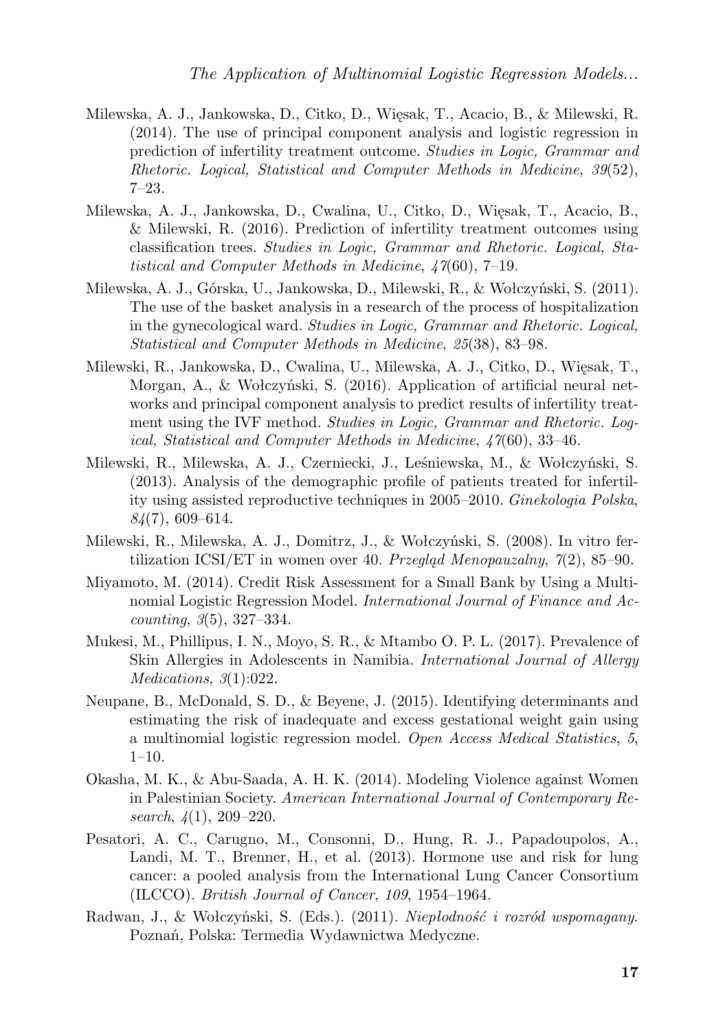Milewska, A. J., Jankowska, D., Citko, D., Więsak, T., Acacio, B., & Milewski, R. (2014). The use of principal component analysis and logistic regression in prediction of infertility treatment outcome. *Studies in Logic, Grammar and Rhetoric. Logical, Statistical and Computer Methods in Medicine*, *39*(52), 7–23.

Milewska, A. J., Jankowska, D., Cwalina, U., Citko, D., Więsak, T., Acacio, B., & Milewski, R. (2016). Prediction of infertility treatment outcomes using classification trees. *Studies in Logic, Grammar and Rhetoric. Logical, Statistical and Computer Methods in Medicine*, *47*(60), 7–19.

Milewska, A. J., Górska, U., Jankowska, D., Milewski, R., & Wołczyński, S. (2011). The use of the basket analysis in a research of the process of hospitalization in the gynecological ward. *Studies in Logic, Grammar and Rhetoric. Logical, Statistical and Computer Methods in Medicine*, *25*(38), 83–98.

Milewski, R., Jankowska, D., Cwalina, U., Milewska, A. J., Citko, D., Więsak, T., Morgan, A., & Wołczyński, S. (2016). Application of artificial neural networks and principal component analysis to predict results of infertility treatment using the IVF method. *Studies in Logic, Grammar and Rhetoric. Logical, Statistical and Computer Methods in Medicine*, *47*(60), 33–46.

Milewski, R., Milewska, A. J., Czerniecki, J., Leśniewska, M., & Wołczyński, S. (2013). Analysis of the demographic profile of patients treated for infertility using assisted reproductive techniques in 2005–2010. *Ginekologia Polska*, *84*(7), 609–614.

Milewski, R., Milewska, A. J., Domitrz, J., & Wołczyński, S. (2008). In vitro fertilization ICSI/ET in women over 40. *Przegląd Menopauzalny*, *7*(2), 85–90.

Miyamoto, M. (2014). Credit Risk Assessment for a Small Bank by Using a Multinomial Logistic Regression Model. *International Journal of Finance and Accounting*, *3*(5), 327–334.

Mukesi, M., Phillipus, I. N., Moyo, S. R., & Mtambo O. P. L. (2017). Prevalence of Skin Allergies in Adolescents in Namibia. *International Journal of Allergy Medications*, *3*(1):022.

Neupane, B., McDonald, S. D., & Beyene, J. (2015). Identifying determinants and estimating the risk of inadequate and excess gestational weight gain using a multinomial logistic regression model. *Open Access Medical Statistics*, *5*, 1–10.

Okasha, M. K., & Abu-Saada, A. H. K. (2014). Modeling Violence against Women in Palestinian Society. *American International Journal of Contemporary Research*, *4*(1), 209–220.

Pesatori, A. C., Carugno, M., Consonni, D., Hung, R. J., Papadoupolos, A., Landi, M. T., Brenner, H., et al. (2013). Hormone use and risk for lung cancer: a pooled analysis from the International Lung Cancer Consortium (ILCCO). *British Journal of Cancer*, *109*, 1954–1964.

Radwan, J., & Wołczyński, S. (Eds.). (2011). *Niepłodność i rozród wspomagany.* Poznań, Polska: Termedia Wydawnictwa Medyczne.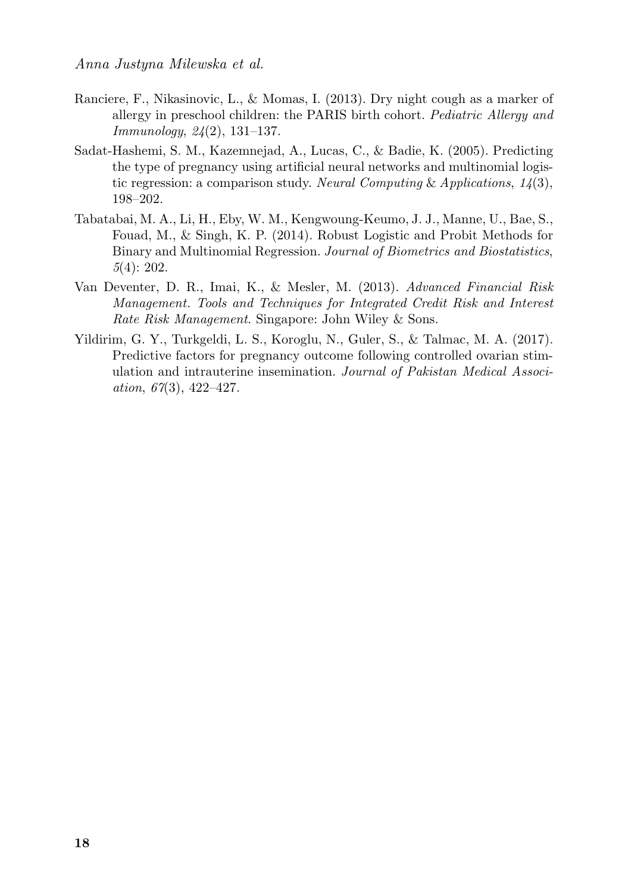Ranciere, F., Nikasinovic, L., & Momas, I. (2013). Dry night cough as a marker of allergy in preschool children: the PARIS birth cohort. *Pediatric Allergy and Immunology*, *24*(2), 131–137.

Sadat-Hashemi, S. M., Kazemnejad, A., Lucas, C., & Badie, K. (2005). Predicting the type of pregnancy using artificial neural networks and multinomial logistic regression: a comparison study. *Neural Computing* & *Applications*, *14*(3), 198–202.

Tabatabai, M. A., Li, H., Eby, W. M., Kengwoung-Keumo, J. J., Manne, U., Bae, S., Fouad, M., & Singh, K. P. (2014). Robust Logistic and Probit Methods for Binary and Multinomial Regression. *Journal of Biometrics and Biostatistics*, *5*(4): 202.

Van Deventer, D. R., Imai, K., & Mesler, M. (2013). *Advanced Financial Risk Management. Tools and Techniques for Integrated Credit Risk and Interest Rate Risk Management*. Singapore: John Wiley & Sons.

Yildirim, G. Y., Turkgeldi, L. S., Koroglu, N., Guler, S., & Talmac, M. A. (2017). Predictive factors for pregnancy outcome following controlled ovarian stimulation and intrauterine insemination. *Journal of Pakistan Medical Association*, *67*(3), 422–427.